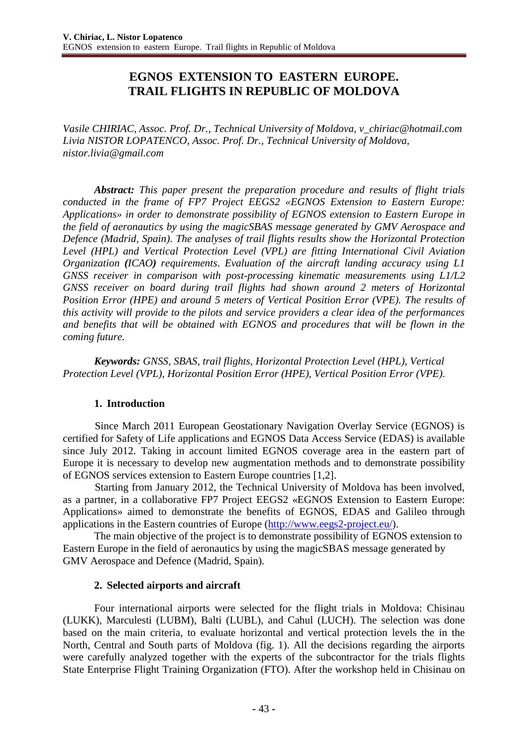# EGNOS EXTENSION TO EASTERN EUROPE. TRAIL FLIGHTS IN REPUBLIC OF MOLDOVA

*Vasile CHIRIAC, Assoc. Prof. Dr., Technical University of Moldova, v_chiriac@hotmail.com*
*Livia NISTOR LOPATENCO, Assoc. Prof. Dr., Technical University of Moldova, nistor.livia@gmail.com*

***Abstract:*** *This paper present the preparation procedure and results of flight trials conducted in the frame of FP7 Project EEGS2 «EGNOS Extension to Eastern Europe: Applications» in order to demonstrate possibility of EGNOS extension to Eastern Europe in the field of aeronautics by using the magicSBAS message generated by GMV Aerospace and Defence (Madrid, Spain). The analyses of trail flights results show the Horizontal Protection Level (HPL) and Vertical Protection Level (VPL) are fitting International Civil Aviation Organization **(**ICAO**)** requirements. Evaluation of the aircraft landing accuracy using L1 GNSS receiver in comparison with post-processing kinematic measurements using L1/L2 GNSS receiver on board during trail flights had shown around 2 meters of Horizontal Position Error (HPE) and around 5 meters of Vertical Position Error (VPE). The results of this activity will provide to the pilots and service providers a clear idea of the performances and benefits that will be obtained with EGNOS and procedures that will be flown in the coming future.*

***Keywords:*** *GNSS, SBAS, trail flights, Horizontal Protection Level (HPL), Vertical Protection Level (VPL), Horizontal Position Error (HPE), Vertical Position Error (VPE).*

## 1. Introduction

Since March 2011 European Geostationary Navigation Overlay Service (EGNOS) is certified for Safety of Life applications and EGNOS Data Access Service (EDAS) is available since July 2012. Taking in account limited EGNOS coverage area in the eastern part of Europe it is necessary to develop new augmentation methods and to demonstrate possibility of EGNOS services extension to Eastern Europe countries [1,2].

Starting from January 2012, the Technical University of Moldova has been involved, as a partner, in a collaborative FP7 Project EEGS2 «EGNOS Extension to Eastern Europe: Applications» aimed to demonstrate the benefits of EGNOS, EDAS and Galileo through applications in the Eastern countries of Europe (http://www.eegs2-project.eu/).

The main objective of the project is to demonstrate possibility of EGNOS extension to Eastern Europe in the field of aeronautics by using the magicSBAS message generated by GMV Aerospace and Defence (Madrid, Spain).

## 2. Selected airports and aircraft

Four international airports were selected for the flight trials in Moldova: Chisinau (LUKK), Marculesti (LUBM), Balti (LUBL), and Cahul (LUCH). The selection was done based on the main criteria, to evaluate horizontal and vertical protection levels the in the North, Central and South parts of Moldova (fig. 1). All the decisions regarding the airports were carefully analyzed together with the experts of the subcontractor for the trials flights State Enterprise Flight Training Organization (FTO). After the workshop held in Chisinau on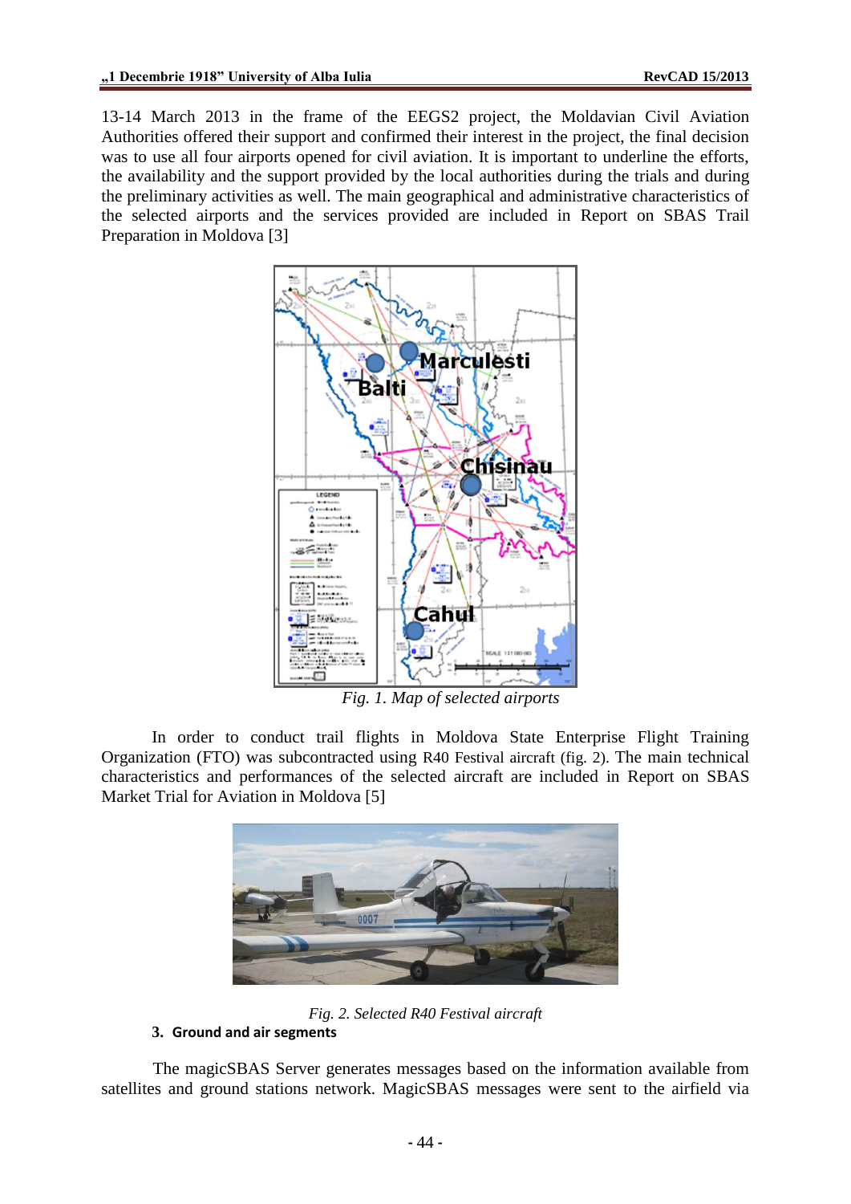13-14 March 2013 in the frame of the EEGS2 project, the Moldavian Civil Aviation Authorities offered their support and confirmed their interest in the project, the final decision was to use all four airports opened for civil aviation. It is important to underline the efforts, the availability and the support provided by the local authorities during the trials and during the preliminary activities as well. The main geographical and administrative characteristics of the selected airports and the services provided are included in Report on SBAS Trail Preparation in Moldova [3]

*Fig. 1. Map of selected airports*

In order to conduct trail flights in Moldova State Enterprise Flight Training Organization (FTO) was subcontracted using R40 Festival aircraft (fig. 2). The main technical characteristics and performances of the selected aircraft are included in Report on SBAS Market Trial for Aviation in Moldova [5]

*Fig. 2. Selected R40 Festival aircraft*

## 3. Ground and air segments

The magicSBAS Server generates messages based on the information available from satellites and ground stations network. MagicSBAS messages were sent to the airfield via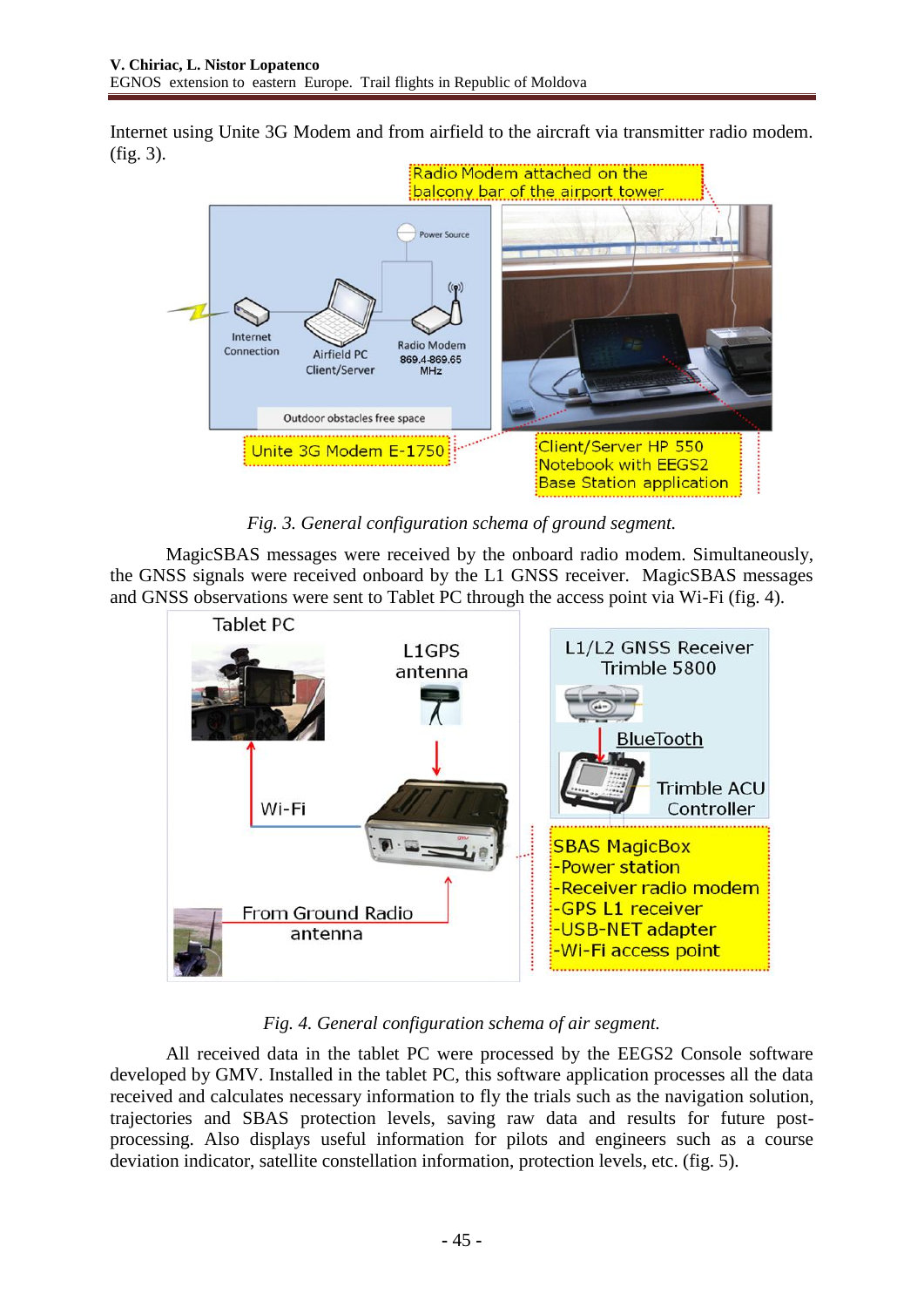Internet using Unite 3G Modem and from airfield to the aircraft via transmitter radio modem. (fig. 3).

*Fig. 3. General configuration schema of ground segment.*

MagicSBAS messages were received by the onboard radio modem. Simultaneously, the GNSS signals were received onboard by the L1 GNSS receiver. MagicSBAS messages and GNSS observations were sent to Tablet PC through the access point via Wi-Fi (fig. 4).

*Fig. 4. General configuration schema of air segment.*

All received data in the tablet PC were processed by the EEGS2 Console software developed by GMV. Installed in the tablet PC, this software application processes all the data received and calculates necessary information to fly the trials such as the navigation solution, trajectories and SBAS protection levels, saving raw data and results for future post-processing. Also displays useful information for pilots and engineers such as a course deviation indicator, satellite constellation information, protection levels, etc. (fig. 5).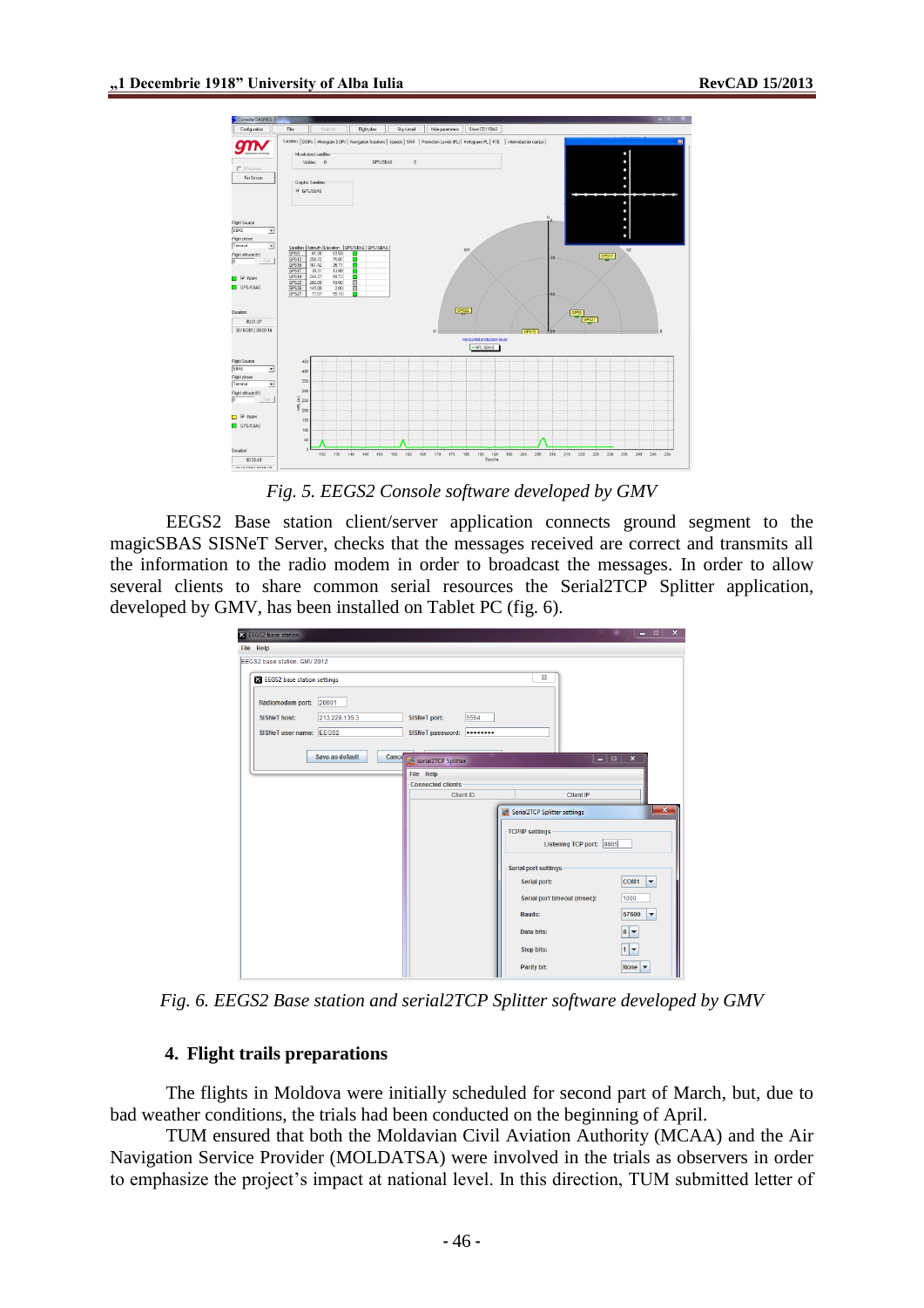*Fig. 5. EEGS2 Console software developed by GMV*

EEGS2 Base station client/server application connects ground segment to the magicSBAS SISNeT Server, checks that the messages received are correct and transmits all the information to the radio modem in order to broadcast the messages. In order to allow several clients to share common serial resources the Serial2TCP Splitter application, developed by GMV, has been installed on Tablet PC (fig. 6).

*Fig. 6. EEGS2 Base station and serial2TCP Splitter software developed by GMV*

## 4. Flight trails preparations

The flights in Moldova were initially scheduled for second part of March, but, due to bad weather conditions, the trials had been conducted on the beginning of April.

TUM ensured that both the Moldavian Civil Aviation Authority (MCAA) and the Air Navigation Service Provider (MOLDATSA) were involved in the trials as observers in order to emphasize the project's impact at national level. In this direction, TUM submitted letter of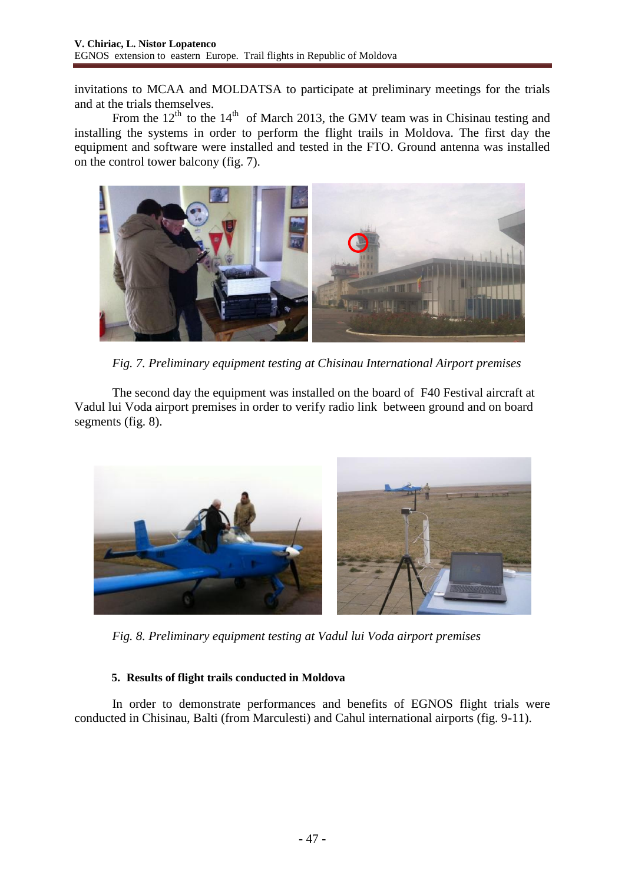invitations to MCAA and MOLDATSA to participate at preliminary meetings for the trials and at the trials themselves.

From the 12th to the 14th of March 2013, the GMV team was in Chisinau testing and installing the systems in order to perform the flight trails in Moldova. The first day the equipment and software were installed and tested in the FTO. Ground antenna was installed on the control tower balcony (fig. 7).

*Fig. 7. Preliminary equipment testing at Chisinau International Airport premises*

The second day the equipment was installed on the board of F40 Festival aircraft at Vadul lui Voda airport premises in order to verify radio link between ground and on board segments (fig. 8).

*Fig. 8. Preliminary equipment testing at Vadul lui Voda airport premises*

### 5. Results of flight trails conducted in Moldova

In order to demonstrate performances and benefits of EGNOS flight trials were conducted in Chisinau, Balti (from Marculesti) and Cahul international airports (fig. 9-11).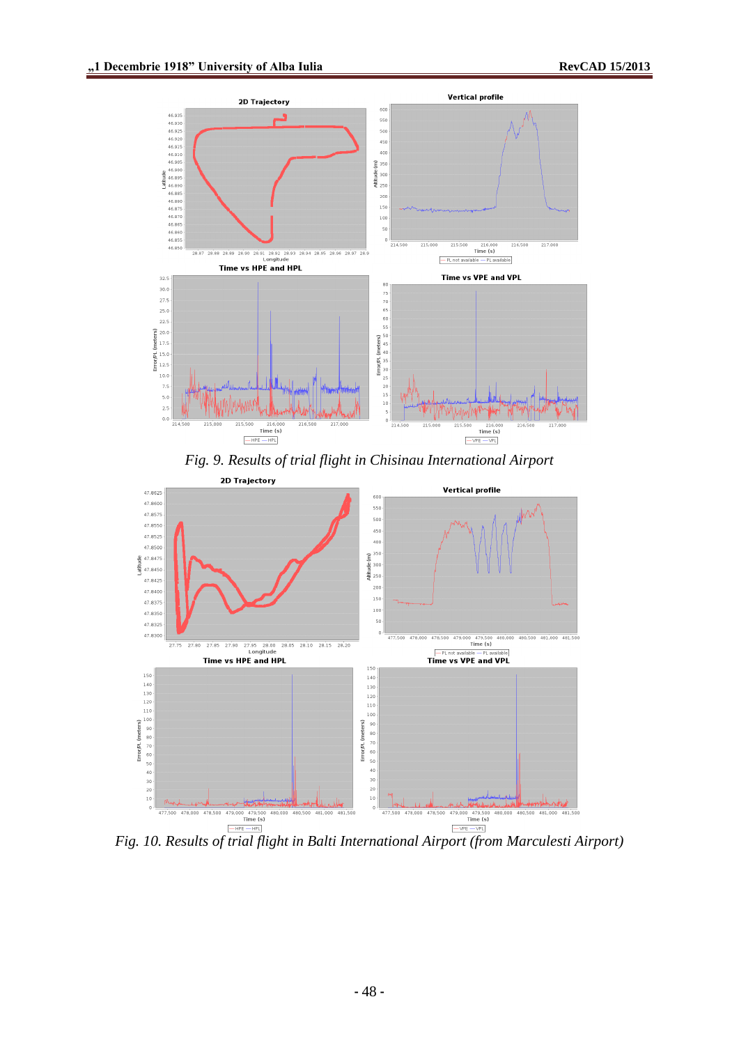*Fig. 9. Results of trial flight in Chisinau International Airport*

*Fig. 10. Results of trial flight in Balti International Airport (from Marculesti Airport)*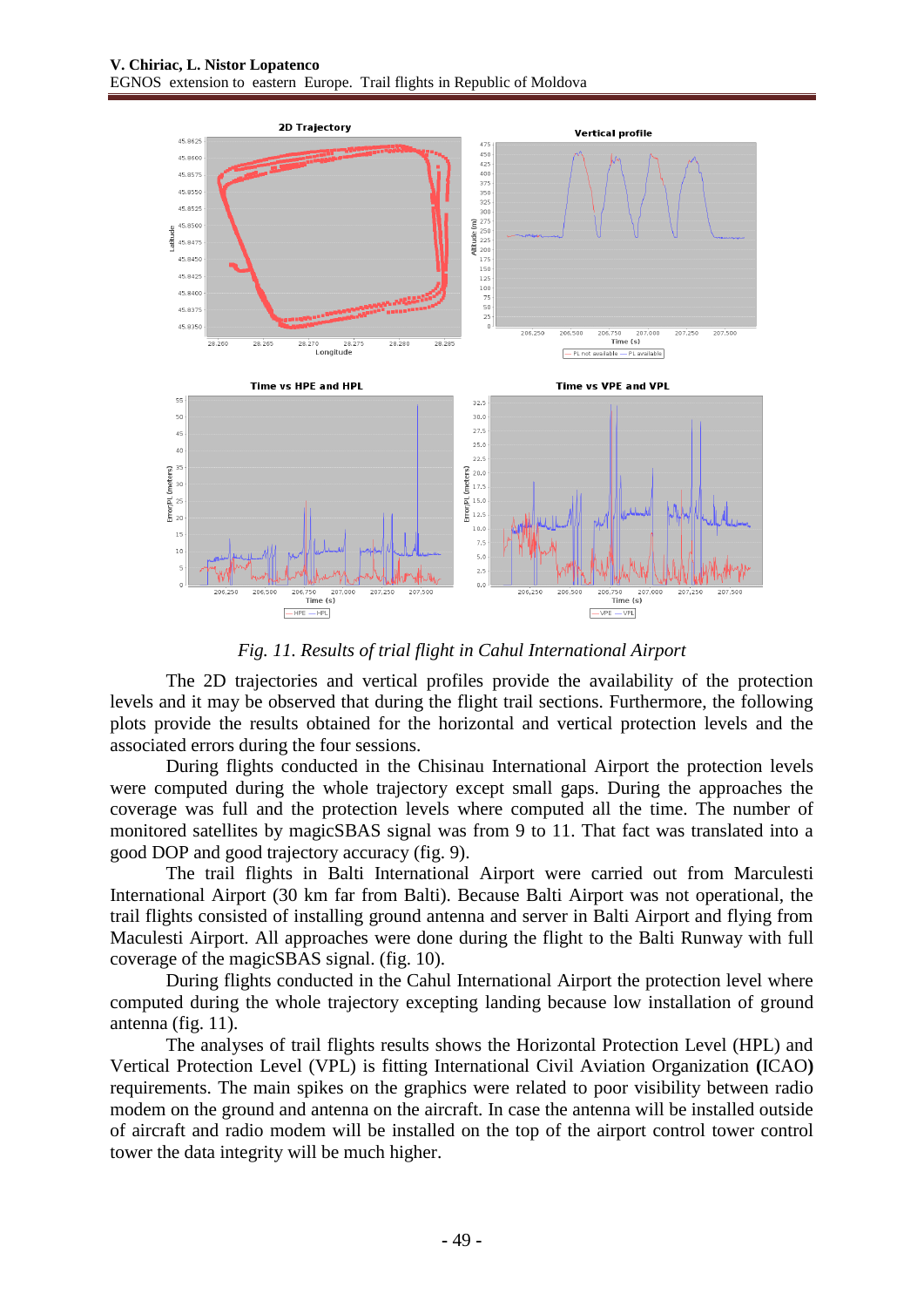*Fig. 11. Results of trial flight in Cahul International Airport*

The 2D trajectories and vertical profiles provide the availability of the protection levels and it may be observed that during the flight trail sections. Furthermore, the following plots provide the results obtained for the horizontal and vertical protection levels and the associated errors during the four sessions.

During flights conducted in the Chisinau International Airport the protection levels were computed during the whole trajectory except small gaps. During the approaches the coverage was full and the protection levels where computed all the time. The number of monitored satellites by magicSBAS signal was from 9 to 11. That fact was translated into a good DOP and good trajectory accuracy (fig. 9).

The trail flights in Balti International Airport were carried out from Marculesti International Airport (30 km far from Balti). Because Balti Airport was not operational, the trail flights consisted of installing ground antenna and server in Balti Airport and flying from Maculesti Airport. All approaches were done during the flight to the Balti Runway with full coverage of the magicSBAS signal. (fig. 10).

During flights conducted in the Cahul International Airport the protection level where computed during the whole trajectory excepting landing because low installation of ground antenna (fig. 11).

The analyses of trail flights results shows the Horizontal Protection Level (HPL) and Vertical Protection Level (VPL) is fitting International Civil Aviation Organization **(**ICAO**)** requirements. The main spikes on the graphics were related to poor visibility between radio modem on the ground and antenna on the aircraft. In case the antenna will be installed outside of aircraft and radio modem will be installed on the top of the airport control tower control tower the data integrity will be much higher.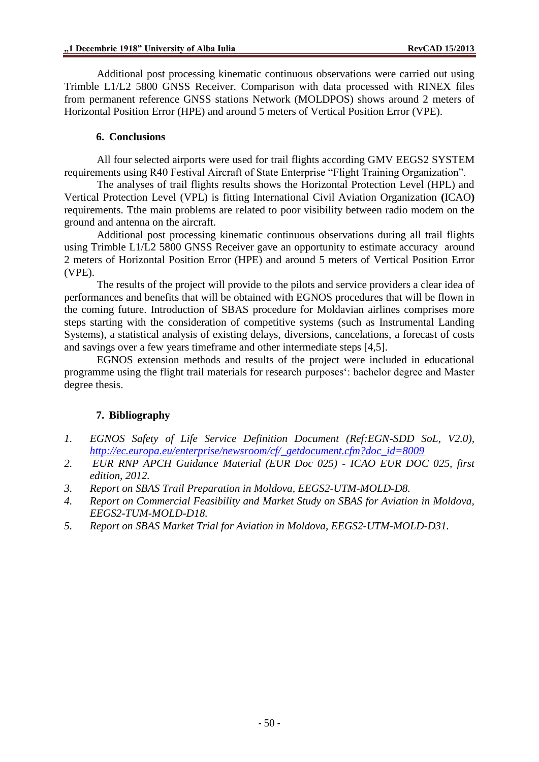Additional post processing kinematic continuous observations were carried out using Trimble L1/L2 5800 GNSS Receiver. Comparison with data processed with RINEX files from permanent reference GNSS stations Network (MOLDPOS) shows around 2 meters of Horizontal Position Error (HPE) and around 5 meters of Vertical Position Error (VPE).

## 6. Conclusions

All four selected airports were used for trail flights according GMV EEGS2 SYSTEM requirements using R40 Festival Aircraft of State Enterprise "Flight Training Organization".

The analyses of trail flights results shows the Horizontal Protection Level (HPL) and Vertical Protection Level (VPL) is fitting International Civil Aviation Organization **(**ICAO**)** requirements. Tthe main problems are related to poor visibility between radio modem on the ground and antenna on the aircraft.

Additional post processing kinematic continuous observations during all trail flights using Trimble L1/L2 5800 GNSS Receiver gave an opportunity to estimate accuracy around 2 meters of Horizontal Position Error (HPE) and around 5 meters of Vertical Position Error (VPE).

The results of the project will provide to the pilots and service providers a clear idea of performances and benefits that will be obtained with EGNOS procedures that will be flown in the coming future. Introduction of SBAS procedure for Moldavian airlines comprises more steps starting with the consideration of competitive systems (such as Instrumental Landing Systems), a statistical analysis of existing delays, diversions, cancelations, a forecast of costs and savings over a few years timeframe and other intermediate steps [4,5].

EGNOS extension methods and results of the project were included in educational programme using the flight trail materials for research purposes': bachelor degree and Master degree thesis.

## 7. Bibliography

1. *EGNOS Safety of Life Service Definition Document (Ref:EGN-SDD SoL, V2.0), http://ec.europa.eu/enterprise/newsroom/cf/_getdocument.cfm?doc_id=8009*
2. *EUR RNP APCH Guidance Material (EUR Doc 025) - ICAO EUR DOC 025, first edition, 2012.*
3. *Report on SBAS Trail Preparation in Moldova, EEGS2-UTM-MOLD-D8.*
4. *Report on Commercial Feasibility and Market Study on SBAS for Aviation in Moldova, EEGS2-TUM-MOLD-D18.*
5. *Report on SBAS Market Trial for Aviation in Moldova, EEGS2-UTM-MOLD-D31.*